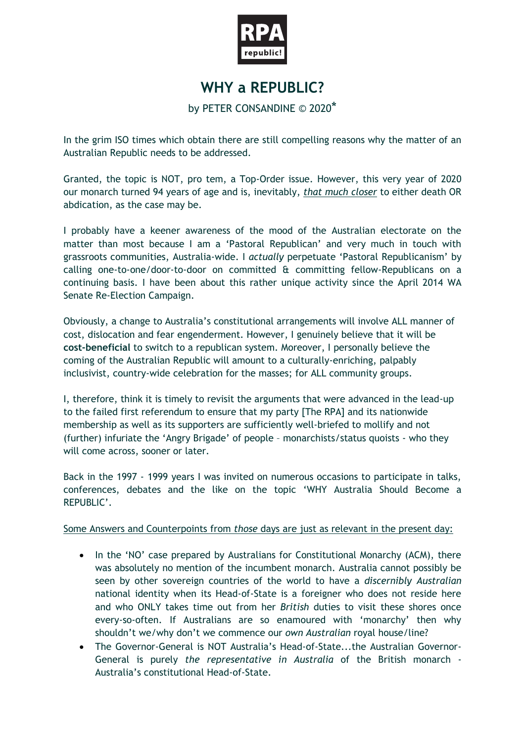RPA
republic!

# WHY a REPUBLIC?

by PETER CONSANDINE © 2020*

In the grim ISO times which obtain there are still compelling reasons why the matter of an Australian Republic needs to be addressed.

Granted, the topic is NOT, pro tem, a Top-Order issue. However, this very year of 2020 our monarch turned 94 years of age and is, inevitably, *that much closer* to either death OR abdication, as the case may be.

I probably have a keener awareness of the mood of the Australian electorate on the matter than most because I am a 'Pastoral Republican' and very much in touch with grassroots communities, Australia-wide. I *actually* perpetuate 'Pastoral Republicanism' by calling one-to-one/door-to-door on committed & committing fellow-Republicans on a continuing basis. I have been about this rather unique activity since the April 2014 WA Senate Re-Election Campaign.

Obviously, a change to Australia's constitutional arrangements will involve ALL manner of cost, dislocation and fear engenderment. However, I genuinely believe that it will be **cost-beneficial** to switch to a republican system. Moreover, I personally believe the coming of the Australian Republic will amount to a culturally-enriching, palpably inclusivist, country-wide celebration for the masses; for ALL community groups.

I, therefore, think it is timely to revisit the arguments that were advanced in the lead-up to the failed first referendum to ensure that my party [The RPA] and its nationwide membership as well as its supporters are sufficiently well-briefed to mollify and not (further) infuriate the 'Angry Brigade' of people – monarchists/status quoists - who they will come across, sooner or later.

Back in the 1997 - 1999 years I was invited on numerous occasions to participate in talks, conferences, debates and the like on the topic 'WHY Australia Should Become a REPUBLIC'.

<u>Some Answers and Counterpoints from *those* days are just as relevant in the present day:</u>

- In the 'NO' case prepared by Australians for Constitutional Monarchy (ACM), there was absolutely no mention of the incumbent monarch. Australia cannot possibly be seen by other sovereign countries of the world to have a *discernibly Australian* national identity when its Head-of-State is a foreigner who does not reside here and who ONLY takes time out from her *British* duties to visit these shores once every-so-often. If Australians are so enamoured with 'monarchy' then why shouldn't we/why don't we commence our *own Australian* royal house/line?
- The Governor-General is NOT Australia's Head-of-State...the Australian Governor-General is purely *the representative in Australia* of the British monarch - Australia's constitutional Head-of-State.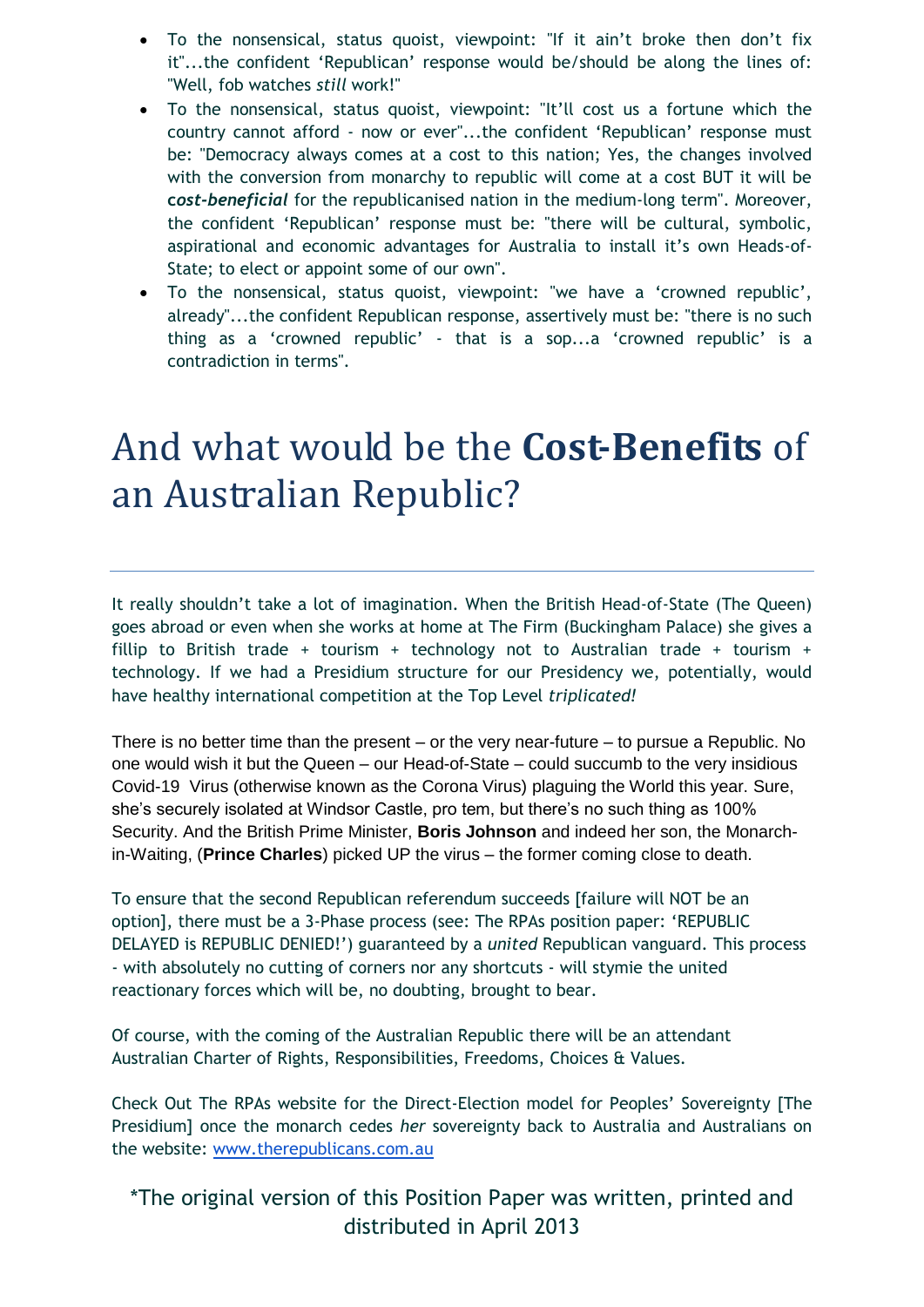- To the nonsensical, status quoist, viewpoint: "If it ain't broke then don't fix it"...the confident 'Republican' response would be/should be along the lines of: "Well, fob watches *still* work!"
- To the nonsensical, status quoist, viewpoint: "It'll cost us a fortune which the country cannot afford - now or ever"...the confident 'Republican' response must be: "Democracy always comes at a cost to this nation; Yes, the changes involved with the conversion from monarchy to republic will come at a cost BUT it will be ***cost-beneficial*** for the republicanised nation in the medium-long term". Moreover, the confident 'Republican' response must be: "there will be cultural, symbolic, aspirational and economic advantages for Australia to install it's own Heads-of-State; to elect or appoint some of our own".
- To the nonsensical, status quoist, viewpoint: "we have a 'crowned republic', already"...the confident Republican response, assertively must be: "there is no such thing as a 'crowned republic' - that is a sop...a 'crowned republic' is a contradiction in terms".

# And what would be the **Cost-Benefits** of an Australian Republic?

---

It really shouldn't take a lot of imagination. When the British Head-of-State (The Queen) goes abroad or even when she works at home at The Firm (Buckingham Palace) she gives a fillip to British trade + tourism + technology not to Australian trade + tourism + technology. If we had a Presidium structure for our Presidency we, potentially, would have healthy international competition at the Top Level *triplicated!*

There is no better time than the present – or the very near-future – to pursue a Republic. No one would wish it but the Queen – our Head-of-State – could succumb to the very insidious Covid-19 Virus (otherwise known as the Corona Virus) plaguing the World this year. Sure, she's securely isolated at Windsor Castle, pro tem, but there's no such thing as 100% Security. And the British Prime Minister, **Boris Johnson** and indeed her son, the Monarch-in-Waiting, (**Prince Charles**) picked UP the virus – the former coming close to death.

To ensure that the second Republican referendum succeeds [failure will NOT be an option], there must be a 3-Phase process (see: The RPAs position paper: 'REPUBLIC DELAYED is REPUBLIC DENIED!') guaranteed by a *united* Republican vanguard. This process - with absolutely no cutting of corners nor any shortcuts - will stymie the united reactionary forces which will be, no doubting, brought to bear.

Of course, with the coming of the Australian Republic there will be an attendant Australian Charter of Rights, Responsibilities, Freedoms, Choices & Values.

Check Out The RPAs website for the Direct-Election model for Peoples' Sovereignty [The Presidium] once the monarch cedes *her* sovereignty back to Australia and Australians on the website: [www.therepublicans.com.au](http://www.therepublicans.com.au)

*The original version of this Position Paper was written, printed and distributed in April 2013